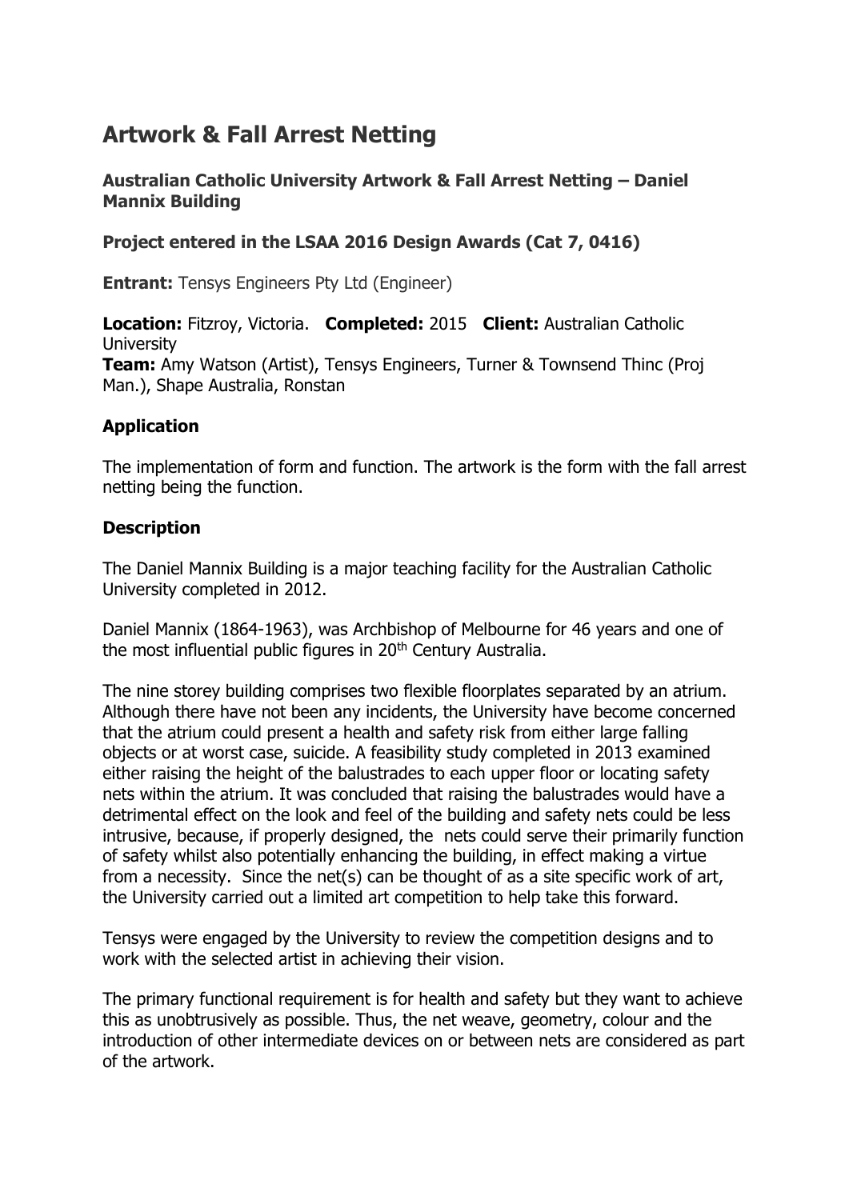# Artwork & Fall Arrest Netting

**Australian Catholic University Artwork & Fall Arrest Netting – Daniel Mannix Building**

**Project entered in the LSAA 2016 Design Awards (Cat 7, 0416)**

**Entrant:** Tensys Engineers Pty Ltd (Engineer)

**Location:** Fitzroy, Victoria. **Completed:** 2015 **Client:** Australian Catholic University
**Team:** Amy Watson (Artist), Tensys Engineers, Turner & Townsend Thinc (Proj Man.), Shape Australia, Ronstan

### Application

The implementation of form and function. The artwork is the form with the fall arrest netting being the function.

### Description

The Daniel Mannix Building is a major teaching facility for the Australian Catholic University completed in 2012.

Daniel Mannix (1864-1963), was Archbishop of Melbourne for 46 years and one of the most influential public figures in 20th Century Australia.

The nine storey building comprises two flexible floorplates separated by an atrium. Although there have not been any incidents, the University have become concerned that the atrium could present a health and safety risk from either large falling objects or at worst case, suicide. A feasibility study completed in 2013 examined either raising the height of the balustrades to each upper floor or locating safety nets within the atrium. It was concluded that raising the balustrades would have a detrimental effect on the look and feel of the building and safety nets could be less intrusive, because, if properly designed, the nets could serve their primarily function of safety whilst also potentially enhancing the building, in effect making a virtue from a necessity. Since the net(s) can be thought of as a site specific work of art, the University carried out a limited art competition to help take this forward.

Tensys were engaged by the University to review the competition designs and to work with the selected artist in achieving their vision.

The primary functional requirement is for health and safety but they want to achieve this as unobtrusively as possible. Thus, the net weave, geometry, colour and the introduction of other intermediate devices on or between nets are considered as part of the artwork.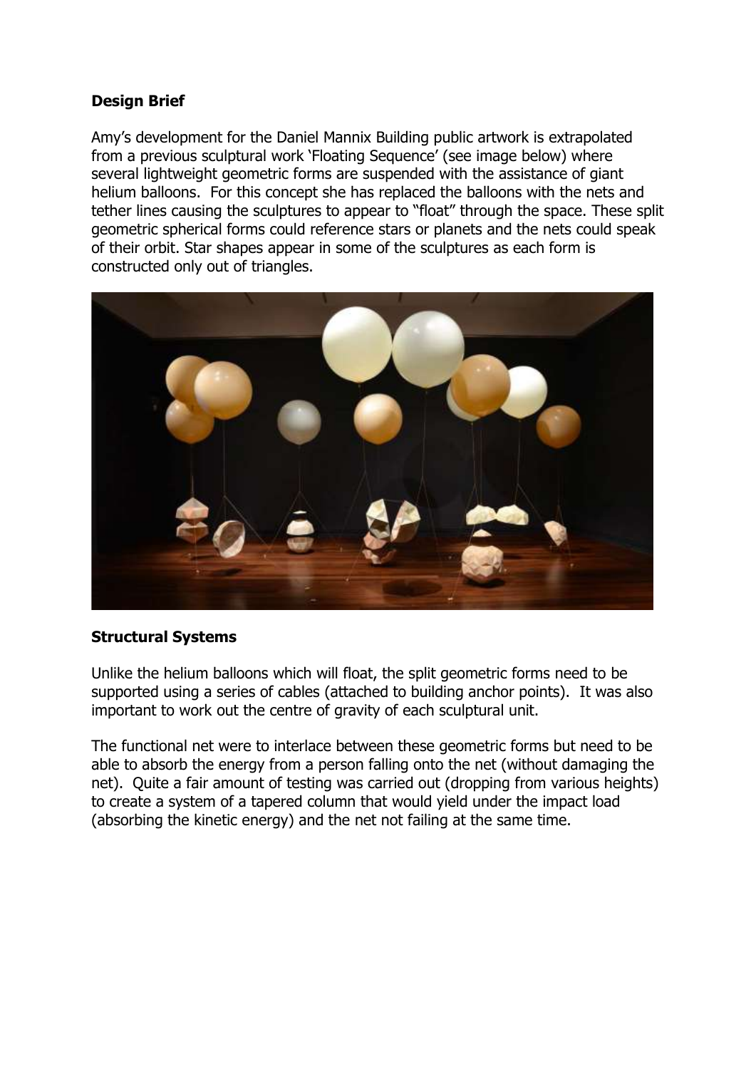**Design Brief**

Amy's development for the Daniel Mannix Building public artwork is extrapolated from a previous sculptural work 'Floating Sequence' (see image below) where several lightweight geometric forms are suspended with the assistance of giant helium balloons. For this concept she has replaced the balloons with the nets and tether lines causing the sculptures to appear to "float" through the space. These split geometric spherical forms could reference stars or planets and the nets could speak of their orbit. Star shapes appear in some of the sculptures as each form is constructed only out of triangles.

**Structural Systems**

Unlike the helium balloons which will float, the split geometric forms need to be supported using a series of cables (attached to building anchor points). It was also important to work out the centre of gravity of each sculptural unit.

The functional net were to interlace between these geometric forms but need to be able to absorb the energy from a person falling onto the net (without damaging the net). Quite a fair amount of testing was carried out (dropping from various heights) to create a system of a tapered column that would yield under the impact load (absorbing the kinetic energy) and the net not failing at the same time.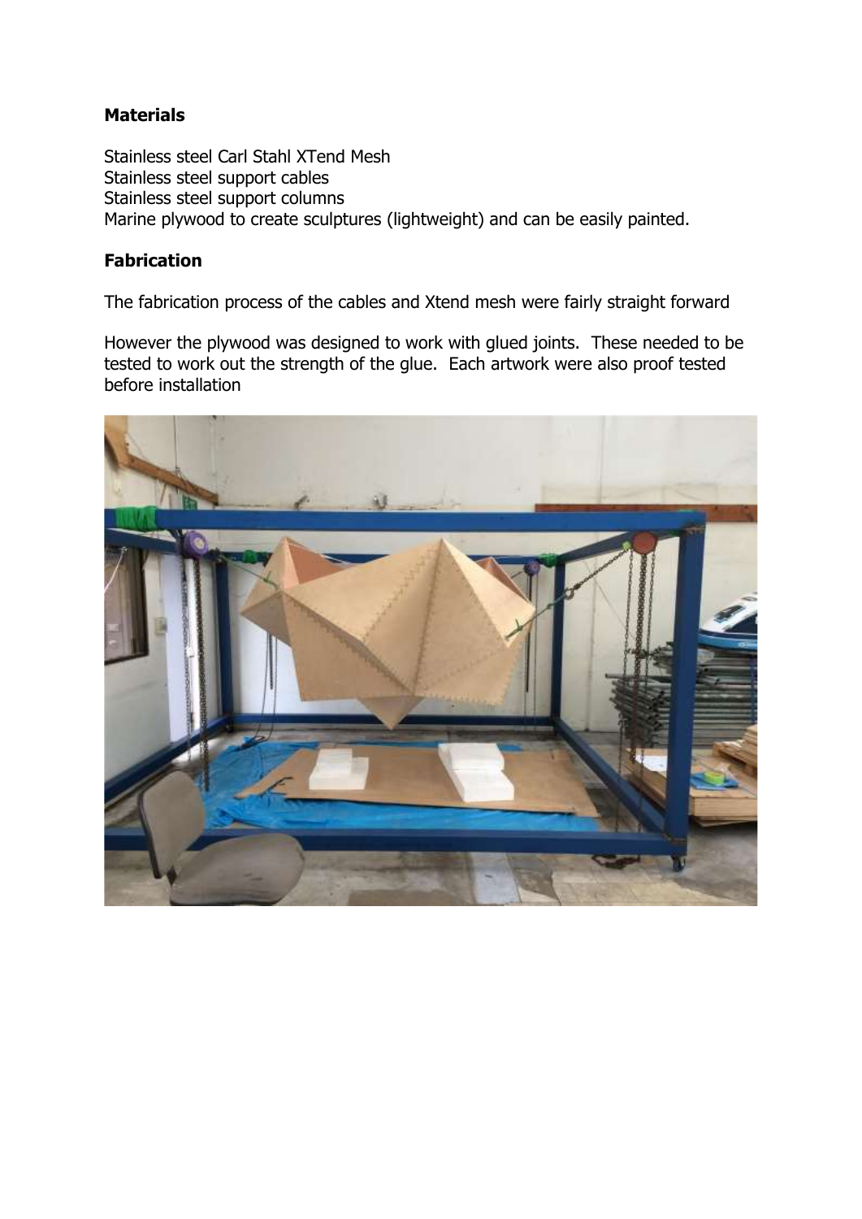**Materials**

Stainless steel Carl Stahl XTend Mesh
Stainless steel support cables
Stainless steel support columns
Marine plywood to create sculptures (lightweight) and can be easily painted.

**Fabrication**

The fabrication process of the cables and Xtend mesh were fairly straight forward

However the plywood was designed to work with glued joints. These needed to be tested to work out the strength of the glue. Each artwork were also proof tested before installation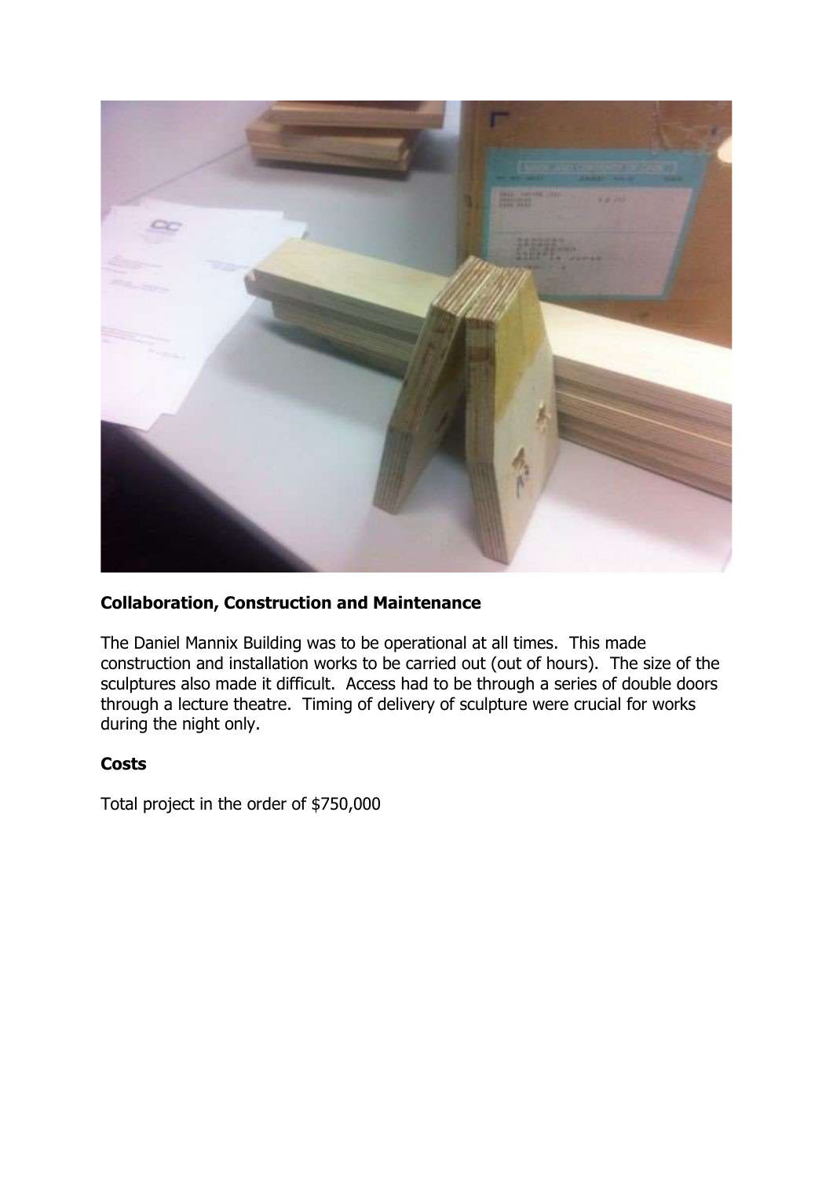## Collaboration, Construction and Maintenance

The Daniel Mannix Building was to be operational at all times. This made construction and installation works to be carried out (out of hours). The size of the sculptures also made it difficult. Access had to be through a series of double doors through a lecture theatre. Timing of delivery of sculpture were crucial for works during the night only.

## Costs

Total project in the order of $750,000